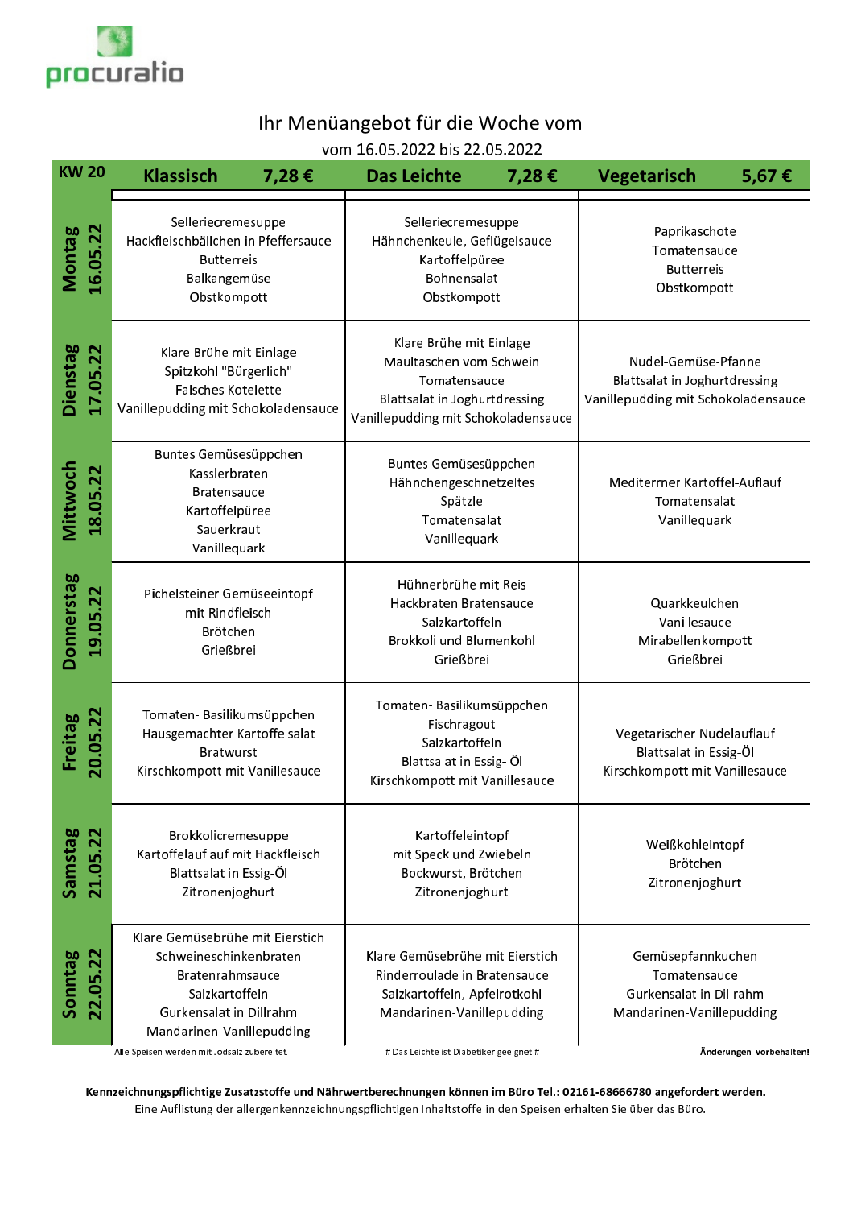procuratio

# Ihr Menüangebot für die Woche vom

vom 16.05.2022 bis 22.05.2022

| KW 20 | Klassisch 7,28 € | Das Leichte 7,28 € | Vegetarisch 5,67 € |
|---|---|---|---|
| **Montag 16.05.22** | Selleriecremesuppe<br>Hackfleischbällchen in Pfeffersauce<br>Butterreis<br>Balkangemüse<br>Obstkompott | Selleriecremesuppe<br>Hähnchenkeule, Geflügelsauce<br>Kartoffelpüree<br>Bohnensalat<br>Obstkompott | Paprikaschote<br>Tomatensauce<br>Butterreis<br>Obstkompott |
| **Dienstag 17.05.22** | Klare Brühe mit Einlage<br>Spitzkohl "Bürgerlich"<br>Falsches Kotelette<br>Vanillepudding mit Schokoladensauce | Klare Brühe mit Einlage<br>Maultaschen vom Schwein<br>Tomatensauce<br>Blattsalat in Joghurtdressing<br>Vanillepudding mit Schokoladensauce | Nudel-Gemüse-Pfanne<br>Blattsalat in Joghurtdressing<br>Vanillepudding mit Schokoladensauce |
| **Mittwoch 18.05.22** | Buntes Gemüsesüppchen<br>Kasslerbraten<br>Bratensauce<br>Kartoffelpüree<br>Sauerkraut<br>Vanillequark | Buntes Gemüsesüppchen<br>Hähnchengeschnetzeltes<br>Spätzle<br>Tomatensalat<br>Vanillequark | Mediterrner Kartoffel-Auflauf<br>Tomatensalat<br>Vanillequark |
| **Donnerstag 19.05.22** | Pichelsteiner Gemüseeintopf<br>mit Rindfleisch<br>Brötchen<br>Grießbrei | Hühnerbrühe mit Reis<br>Hackbraten Bratensauce<br>Salzkartoffeln<br>Brokkoli und Blumenkohl<br>Grießbrei | Quarkkeulchen<br>Vanillesauce<br>Mirabellenkompott<br>Grießbrei |
| **Freitag 20.05.22** | Tomaten- Basilikumsüppchen<br>Hausgemachter Kartoffelsalat<br>Bratwurst<br>Kirschkompott mit Vanillesauce | Tomaten- Basilikumsüppchen<br>Fischragout<br>Salzkartoffeln<br>Blattsalat in Essig- Öl<br>Kirschkompott mit Vanillesauce | Vegetarischer Nudelauflauf<br>Blattsalat in Essig-Öl<br>Kirschkompott mit Vanillesauce |
| **Samstag 21.05.22** | Brokkolicremesuppe<br>Kartoffelauflauf mit Hackfleisch<br>Blattsalat in Essig-Öl<br>Zitronenjoghurt | Kartoffeleintopf<br>mit Speck und Zwiebeln<br>Bockwurst, Brötchen<br>Zitronenjoghurt | Weißkohleintopf<br>Brötchen<br>Zitronenjoghurt |
| **Sonntag 22.05.22** | Klare Gemüsebrühe mit Eierstich<br>Schweineschinkenbraten<br>Bratenrahmsauce<br>Salzkartoffeln<br>Gurkensalat in Dillrahm<br>Mandarinen-Vanillepudding | Klare Gemüsebrühe mit Eierstich<br>Rinderroulade in Bratensauce<br>Salzkartoffeln, Apfelrotkohl<br>Mandarinen-Vanillepudding | Gemüsepfannkuchen<br>Tomatensauce<br>Gurkensalat in Dillrahm<br>Mandarinen-Vanillepudding |

Alle Speisen werden mit Jodsalz zubereitet. # Das Leichte ist Diabetiker geeignet # **Änderungen vorbehalten!**

**Kennzeichnungspflichtige Zusatzstoffe und Nährwertberechnungen können im Büro Tel.: 02161-68666780 angefordert werden.**

Eine Auflistung der allergenkennzeichnungspflichtigen Inhaltstoffe in den Speisen erhalten Sie über das Büro.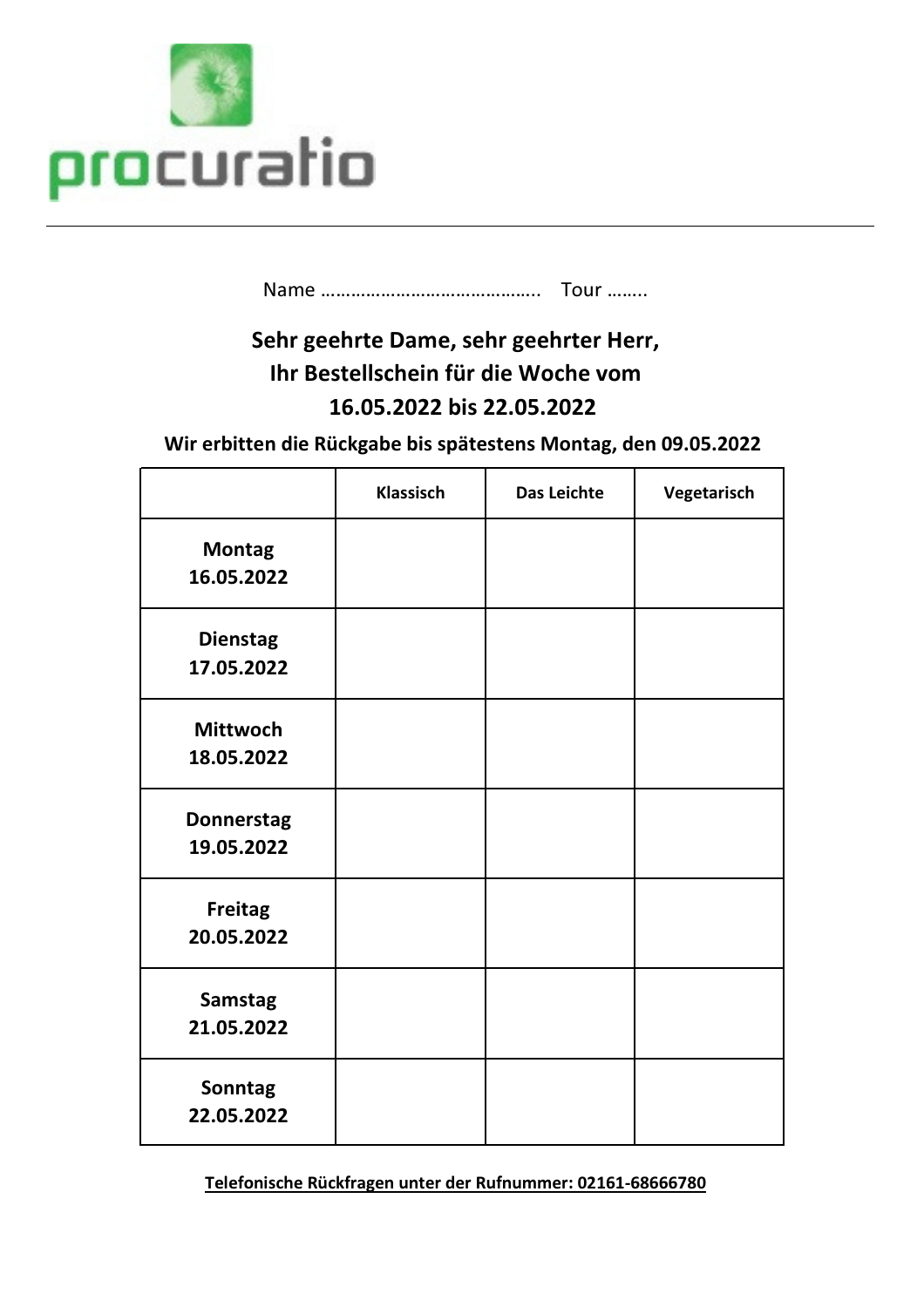procuratio

Name …………………………………….. Tour ……..

**Sehr geehrte Dame, sehr geehrter Herr,**
**Ihr Bestellschein für die Woche vom**
**16.05.2022 bis 22.05.2022**

**Wir erbitten die Rückgabe bis spätestens Montag, den 09.05.2022**

| | Klassisch | Das Leichte | Vegetarisch |
|---|---|---|---|
| **Montag 16.05.2022** | | | |
| **Dienstag 17.05.2022** | | | |
| **Mittwoch 18.05.2022** | | | |
| **Donnerstag 19.05.2022** | | | |
| **Freitag 20.05.2022** | | | |
| **Samstag 21.05.2022** | | | |
| **Sonntag 22.05.2022** | | | |

**Telefonische Rückfragen unter der Rufnummer: 02161-68666780**